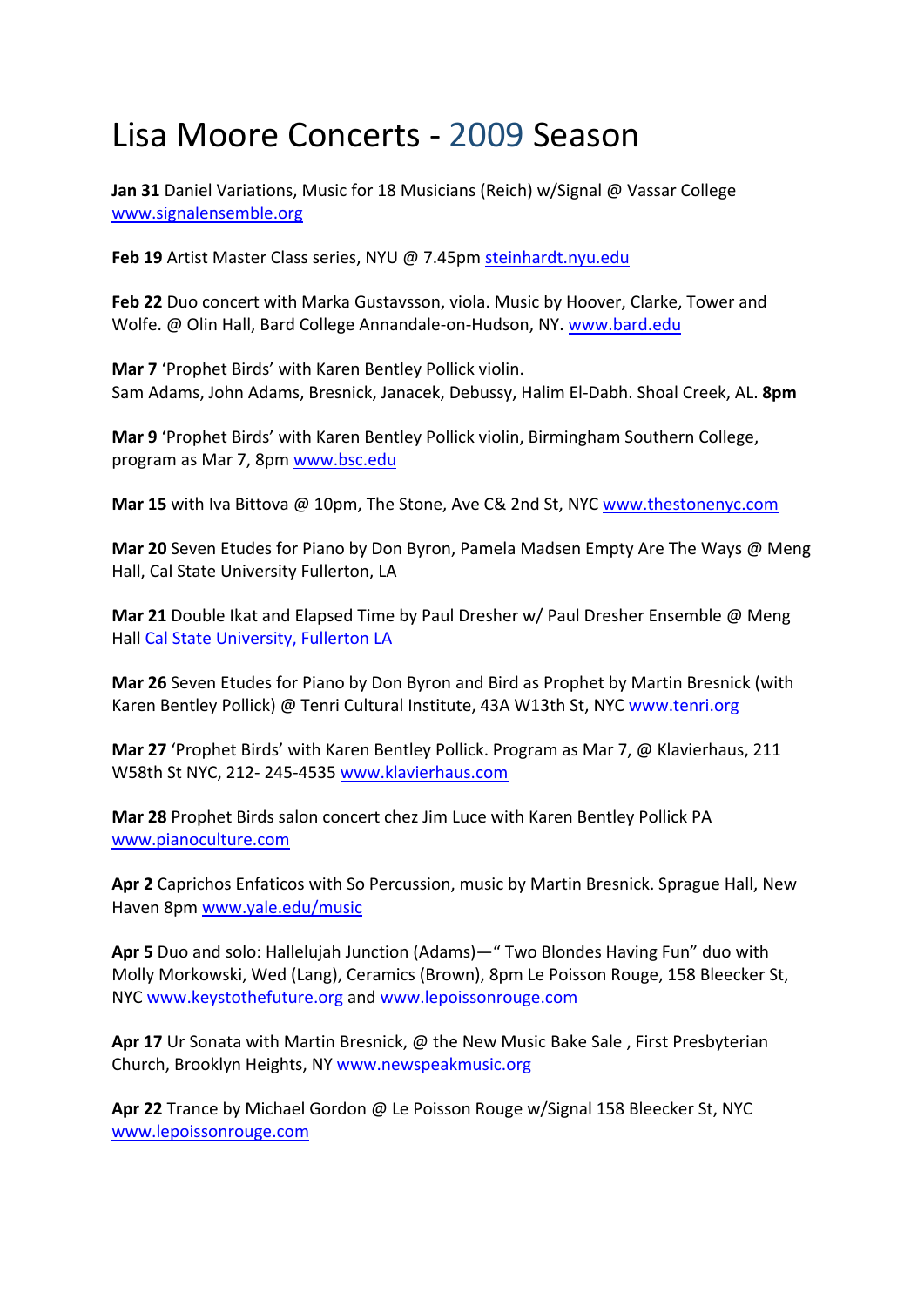# Lisa Moore Concerts - 2009 Season

**Jan 31** Daniel Variations, Music for 18 Musicians (Reich) w/Signal @ Vassar College www.signalensemble.org

**Feb 19** Artist Master Class series, NYU @ 7.45pm steinhardt.nyu.edu

**Feb 22** Duo concert with Marka Gustavsson, viola. Music by Hoover, Clarke, Tower and Wolfe. @ Olin Hall, Bard College Annandale-on-Hudson, NY. www.bard.edu

**Mar 7** 'Prophet Birds' with Karen Bentley Pollick violin.
Sam Adams, John Adams, Bresnick, Janacek, Debussy, Halim El-Dabh. Shoal Creek, AL. **8pm**

**Mar 9** 'Prophet Birds' with Karen Bentley Pollick violin, Birmingham Southern College, program as Mar 7, 8pm www.bsc.edu

**Mar 15** with Iva Bittova @ 10pm, The Stone, Ave C& 2nd St, NYC www.thestonenyc.com

**Mar 20** Seven Etudes for Piano by Don Byron, Pamela Madsen Empty Are The Ways @ Meng Hall, Cal State University Fullerton, LA

**Mar 21** Double Ikat and Elapsed Time by Paul Dresher w/ Paul Dresher Ensemble @ Meng Hall Cal State University, Fullerton LA

**Mar 26** Seven Etudes for Piano by Don Byron and Bird as Prophet by Martin Bresnick (with Karen Bentley Pollick) @ Tenri Cultural Institute, 43A W13th St, NYC www.tenri.org

**Mar 27** 'Prophet Birds' with Karen Bentley Pollick. Program as Mar 7, @ Klavierhaus, 211 W58th St NYC, 212- 245-4535 www.klavierhaus.com

**Mar 28** Prophet Birds salon concert chez Jim Luce with Karen Bentley Pollick PA www.pianoculture.com

**Apr 2** Caprichos Enfaticos with So Percussion, music by Martin Bresnick. Sprague Hall, New Haven 8pm www.yale.edu/music

**Apr 5** Duo and solo: Hallelujah Junction (Adams)—" Two Blondes Having Fun" duo with Molly Morkowski, Wed (Lang), Ceramics (Brown), 8pm Le Poisson Rouge, 158 Bleecker St, NYC www.keystothefuture.org and www.lepoissonrouge.com

**Apr 17** Ur Sonata with Martin Bresnick, @ the New Music Bake Sale , First Presbyterian Church, Brooklyn Heights, NY www.newspeakmusic.org

**Apr 22** Trance by Michael Gordon @ Le Poisson Rouge w/Signal 158 Bleecker St, NYC www.lepoissonrouge.com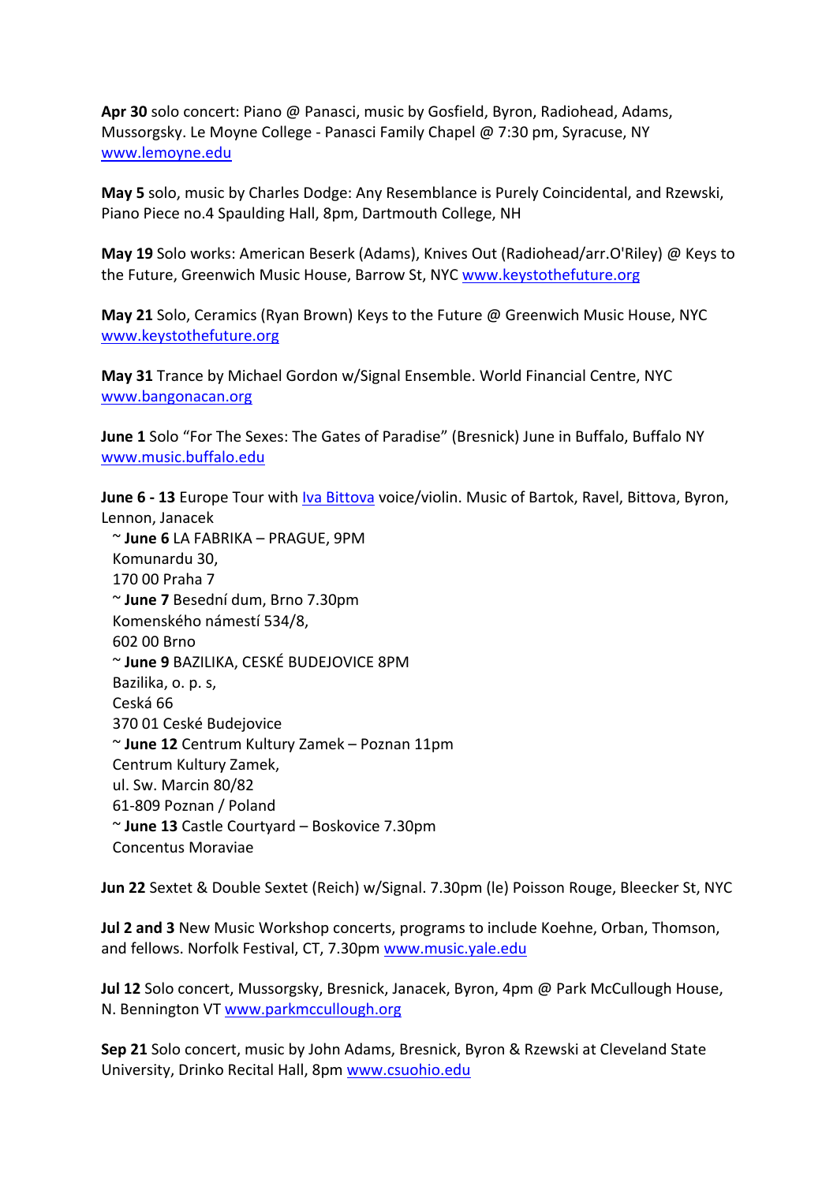**Apr 30** solo concert: Piano @ Panasci, music by Gosfield, Byron, Radiohead, Adams, Mussorgsky. Le Moyne College - Panasci Family Chapel @ 7:30 pm, Syracuse, NY www.lemoyne.edu

**May 5** solo, music by Charles Dodge: Any Resemblance is Purely Coincidental, and Rzewski, Piano Piece no.4 Spaulding Hall, 8pm, Dartmouth College, NH

**May 19** Solo works: American Beserk (Adams), Knives Out (Radiohead/arr.O'Riley) @ Keys to the Future, Greenwich Music House, Barrow St, NYC www.keystothefuture.org

**May 21** Solo, Ceramics (Ryan Brown) Keys to the Future @ Greenwich Music House, NYC www.keystothefuture.org

**May 31** Trance by Michael Gordon w/Signal Ensemble. World Financial Centre, NYC www.bangonacan.org

**June 1** Solo "For The Sexes: The Gates of Paradise" (Bresnick) June in Buffalo, Buffalo NY www.music.buffalo.edu

**June 6 - 13** Europe Tour with Iva Bittova voice/violin. Music of Bartok, Ravel, Bittova, Byron, Lennon, Janacek

~ **June 6** LA FABRIKA – PRAGUE, 9PM
Komunardu 30,
170 00 Praha 7
~ **June 7** Besední dum, Brno 7.30pm
Komenského námestí 534/8,
602 00 Brno
~ **June 9** BAZILIKA, CESKÉ BUDEJOVICE 8PM
Bazilika, o. p. s,
Ceská 66
370 01 Ceské Budejovice
~ **June 12** Centrum Kultury Zamek – Poznan 11pm
Centrum Kultury Zamek,
ul. Sw. Marcin 80/82
61-809 Poznan / Poland
~ **June 13** Castle Courtyard – Boskovice 7.30pm
Concentus Moraviae

**Jun 22** Sextet & Double Sextet (Reich) w/Signal. 7.30pm (le) Poisson Rouge, Bleecker St, NYC

**Jul 2 and 3** New Music Workshop concerts, programs to include Koehne, Orban, Thomson, and fellows. Norfolk Festival, CT, 7.30pm www.music.yale.edu

**Jul 12** Solo concert, Mussorgsky, Bresnick, Janacek, Byron, 4pm @ Park McCullough House, N. Bennington VT www.parkmccullough.org

**Sep 21** Solo concert, music by John Adams, Bresnick, Byron & Rzewski at Cleveland State University, Drinko Recital Hall, 8pm www.csuohio.edu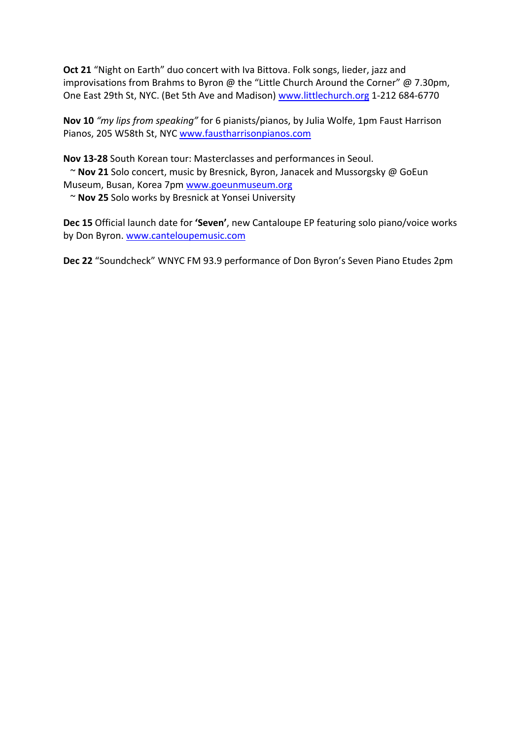**Oct 21** “Night on Earth” duo concert with Iva Bittova. Folk songs, lieder, jazz and improvisations from Brahms to Byron @ the “Little Church Around the Corner” @ 7.30pm, One East 29th St, NYC. (Bet 5th Ave and Madison) www.littlechurch.org 1-212 684-6770

**Nov 10** *“my lips from speaking”* for 6 pianists/pianos, by Julia Wolfe, 1pm Faust Harrison Pianos, 205 W58th St, NYC www.faustharrisonpianos.com

**Nov 13-28** South Korean tour: Masterclasses and performances in Seoul.
~ **Nov 21** Solo concert, music by Bresnick, Byron, Janacek and Mussorgsky @ GoEun Museum, Busan, Korea 7pm www.goeunmuseum.org
~ **Nov 25** Solo works by Bresnick at Yonsei University

**Dec 15** Official launch date for **‘Seven’**, new Cantaloupe EP featuring solo piano/voice works by Don Byron. www.canteloupemusic.com

**Dec 22** “Soundcheck” WNYC FM 93.9 performance of Don Byron’s Seven Piano Etudes 2pm